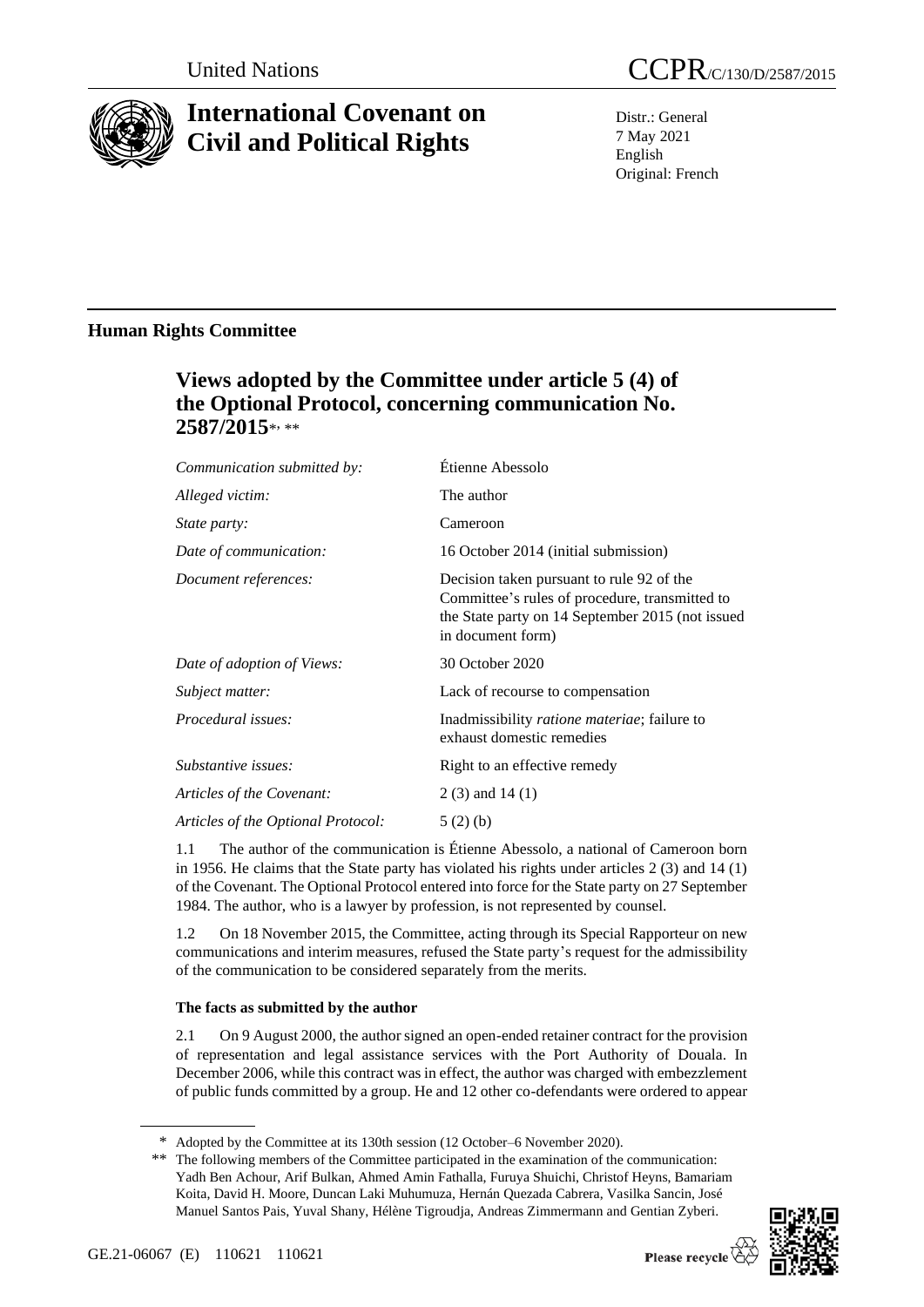United Nations CCPR/C/130/D/2587/2015

# International Covenant on Civil and Political Rights

Distr.: General
7 May 2021
English
Original: French

## Human Rights Committee

### Views adopted by the Committee under article 5 (4) of the Optional Protocol, concerning communication No. 2587/2015*, **

| | |
|---|---|
| *Communication submitted by:* | Étienne Abessolo |
| *Alleged victim:* | The author |
| *State party:* | Cameroon |
| *Date of communication:* | 16 October 2014 (initial submission) |
| *Document references:* | Decision taken pursuant to rule 92 of the Committee's rules of procedure, transmitted to the State party on 14 September 2015 (not issued in document form) |
| *Date of adoption of Views:* | 30 October 2020 |
| *Subject matter:* | Lack of recourse to compensation |
| *Procedural issues:* | Inadmissibility *ratione materiae*; failure to exhaust domestic remedies |
| *Substantive issues:* | Right to an effective remedy |
| *Articles of the Covenant:* | 2 (3) and 14 (1) |
| *Articles of the Optional Protocol:* | 5 (2) (b) |

1.1 The author of the communication is Étienne Abessolo, a national of Cameroon born in 1956. He claims that the State party has violated his rights under articles 2 (3) and 14 (1) of the Covenant. The Optional Protocol entered into force for the State party on 27 September 1984. The author, who is a lawyer by profession, is not represented by counsel.

1.2 On 18 November 2015, the Committee, acting through its Special Rapporteur on new communications and interim measures, refused the State party's request for the admissibility of the communication to be considered separately from the merits.

#### The facts as submitted by the author

2.1 On 9 August 2000, the author signed an open-ended retainer contract for the provision of representation and legal assistance services with the Port Authority of Douala. In December 2006, while this contract was in effect, the author was charged with embezzlement of public funds committed by a group. He and 12 other co-defendants were ordered to appear

\* Adopted by the Committee at its 130th session (12 October–6 November 2020).

\*\* The following members of the Committee participated in the examination of the communication: Yadh Ben Achour, Arif Bulkan, Ahmed Amin Fathalla, Furuya Shuichi, Christof Heyns, Bamariam Koita, David H. Moore, Duncan Laki Muhumuza, Hernán Quezada Cabrera, Vasilka Sancin, José Manuel Santos Pais, Yuval Shany, Hélène Tigroudja, Andreas Zimmermann and Gentian Zyberi.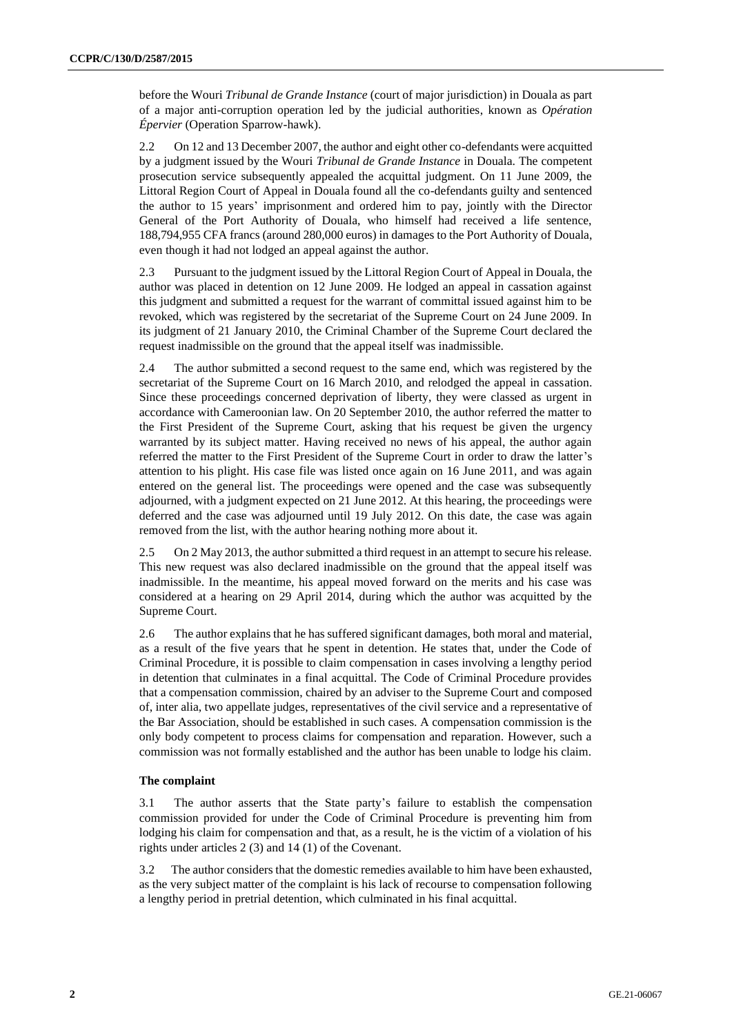before the Wouri *Tribunal de Grande Instance* (court of major jurisdiction) in Douala as part of a major anti-corruption operation led by the judicial authorities, known as *Opération Épervier* (Operation Sparrow-hawk).

2.2 On 12 and 13 December 2007, the author and eight other co-defendants were acquitted by a judgment issued by the Wouri *Tribunal de Grande Instance* in Douala. The competent prosecution service subsequently appealed the acquittal judgment. On 11 June 2009, the Littoral Region Court of Appeal in Douala found all the co-defendants guilty and sentenced the author to 15 years' imprisonment and ordered him to pay, jointly with the Director General of the Port Authority of Douala, who himself had received a life sentence, 188,794,955 CFA francs (around 280,000 euros) in damages to the Port Authority of Douala, even though it had not lodged an appeal against the author.

2.3 Pursuant to the judgment issued by the Littoral Region Court of Appeal in Douala, the author was placed in detention on 12 June 2009. He lodged an appeal in cassation against this judgment and submitted a request for the warrant of committal issued against him to be revoked, which was registered by the secretariat of the Supreme Court on 24 June 2009. In its judgment of 21 January 2010, the Criminal Chamber of the Supreme Court declared the request inadmissible on the ground that the appeal itself was inadmissible.

2.4 The author submitted a second request to the same end, which was registered by the secretariat of the Supreme Court on 16 March 2010, and relodged the appeal in cassation. Since these proceedings concerned deprivation of liberty, they were classed as urgent in accordance with Cameroonian law. On 20 September 2010, the author referred the matter to the First President of the Supreme Court, asking that his request be given the urgency warranted by its subject matter. Having received no news of his appeal, the author again referred the matter to the First President of the Supreme Court in order to draw the latter's attention to his plight. His case file was listed once again on 16 June 2011, and was again entered on the general list. The proceedings were opened and the case was subsequently adjourned, with a judgment expected on 21 June 2012. At this hearing, the proceedings were deferred and the case was adjourned until 19 July 2012. On this date, the case was again removed from the list, with the author hearing nothing more about it.

2.5 On 2 May 2013, the author submitted a third request in an attempt to secure his release. This new request was also declared inadmissible on the ground that the appeal itself was inadmissible. In the meantime, his appeal moved forward on the merits and his case was considered at a hearing on 29 April 2014, during which the author was acquitted by the Supreme Court.

2.6 The author explains that he has suffered significant damages, both moral and material, as a result of the five years that he spent in detention. He states that, under the Code of Criminal Procedure, it is possible to claim compensation in cases involving a lengthy period in detention that culminates in a final acquittal. The Code of Criminal Procedure provides that a compensation commission, chaired by an adviser to the Supreme Court and composed of, inter alia, two appellate judges, representatives of the civil service and a representative of the Bar Association, should be established in such cases. A compensation commission is the only body competent to process claims for compensation and reparation. However, such a commission was not formally established and the author has been unable to lodge his claim.

### The complaint

3.1 The author asserts that the State party's failure to establish the compensation commission provided for under the Code of Criminal Procedure is preventing him from lodging his claim for compensation and that, as a result, he is the victim of a violation of his rights under articles 2 (3) and 14 (1) of the Covenant.

3.2 The author considers that the domestic remedies available to him have been exhausted, as the very subject matter of the complaint is his lack of recourse to compensation following a lengthy period in pretrial detention, which culminated in his final acquittal.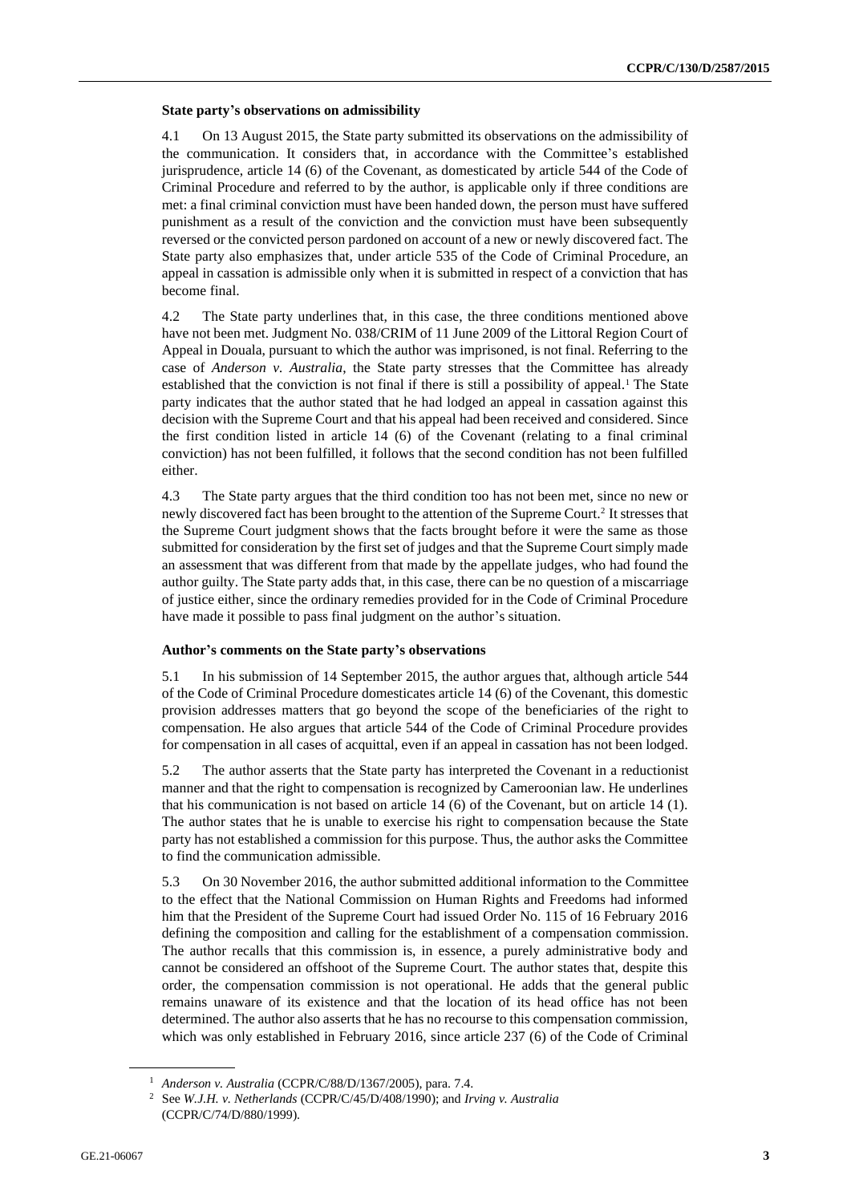### State party's observations on admissibility

4.1 On 13 August 2015, the State party submitted its observations on the admissibility of the communication. It considers that, in accordance with the Committee's established jurisprudence, article 14 (6) of the Covenant, as domesticated by article 544 of the Code of Criminal Procedure and referred to by the author, is applicable only if three conditions are met: a final criminal conviction must have been handed down, the person must have suffered punishment as a result of the conviction and the conviction must have been subsequently reversed or the convicted person pardoned on account of a new or newly discovered fact. The State party also emphasizes that, under article 535 of the Code of Criminal Procedure, an appeal in cassation is admissible only when it is submitted in respect of a conviction that has become final.

4.2 The State party underlines that, in this case, the three conditions mentioned above have not been met. Judgment No. 038/CRIM of 11 June 2009 of the Littoral Region Court of Appeal in Douala, pursuant to which the author was imprisoned, is not final. Referring to the case of *Anderson v. Australia*, the State party stresses that the Committee has already established that the conviction is not final if there is still a possibility of appeal.[1] The State party indicates that the author stated that he had lodged an appeal in cassation against this decision with the Supreme Court and that his appeal had been received and considered. Since the first condition listed in article 14 (6) of the Covenant (relating to a final criminal conviction) has not been fulfilled, it follows that the second condition has not been fulfilled either.

4.3 The State party argues that the third condition too has not been met, since no new or newly discovered fact has been brought to the attention of the Supreme Court.[2] It stresses that the Supreme Court judgment shows that the facts brought before it were the same as those submitted for consideration by the first set of judges and that the Supreme Court simply made an assessment that was different from that made by the appellate judges, who had found the author guilty. The State party adds that, in this case, there can be no question of a miscarriage of justice either, since the ordinary remedies provided for in the Code of Criminal Procedure have made it possible to pass final judgment on the author's situation.

### Author's comments on the State party's observations

5.1 In his submission of 14 September 2015, the author argues that, although article 544 of the Code of Criminal Procedure domesticates article 14 (6) of the Covenant, this domestic provision addresses matters that go beyond the scope of the beneficiaries of the right to compensation. He also argues that article 544 of the Code of Criminal Procedure provides for compensation in all cases of acquittal, even if an appeal in cassation has not been lodged.

5.2 The author asserts that the State party has interpreted the Covenant in a reductionist manner and that the right to compensation is recognized by Cameroonian law. He underlines that his communication is not based on article 14 (6) of the Covenant, but on article 14 (1). The author states that he is unable to exercise his right to compensation because the State party has not established a commission for this purpose. Thus, the author asks the Committee to find the communication admissible.

5.3 On 30 November 2016, the author submitted additional information to the Committee to the effect that the National Commission on Human Rights and Freedoms had informed him that the President of the Supreme Court had issued Order No. 115 of 16 February 2016 defining the composition and calling for the establishment of a compensation commission. The author recalls that this commission is, in essence, a purely administrative body and cannot be considered an offshoot of the Supreme Court. The author states that, despite this order, the compensation commission is not operational. He adds that the general public remains unaware of its existence and that the location of its head office has not been determined. The author also asserts that he has no recourse to this compensation commission, which was only established in February 2016, since article 237 (6) of the Code of Criminal

---

[1] *Anderson v. Australia* (CCPR/C/88/D/1367/2005), para. 7.4.

[2] See *W.J.H. v. Netherlands* (CCPR/C/45/D/408/1990); and *Irving v. Australia* (CCPR/C/74/D/880/1999).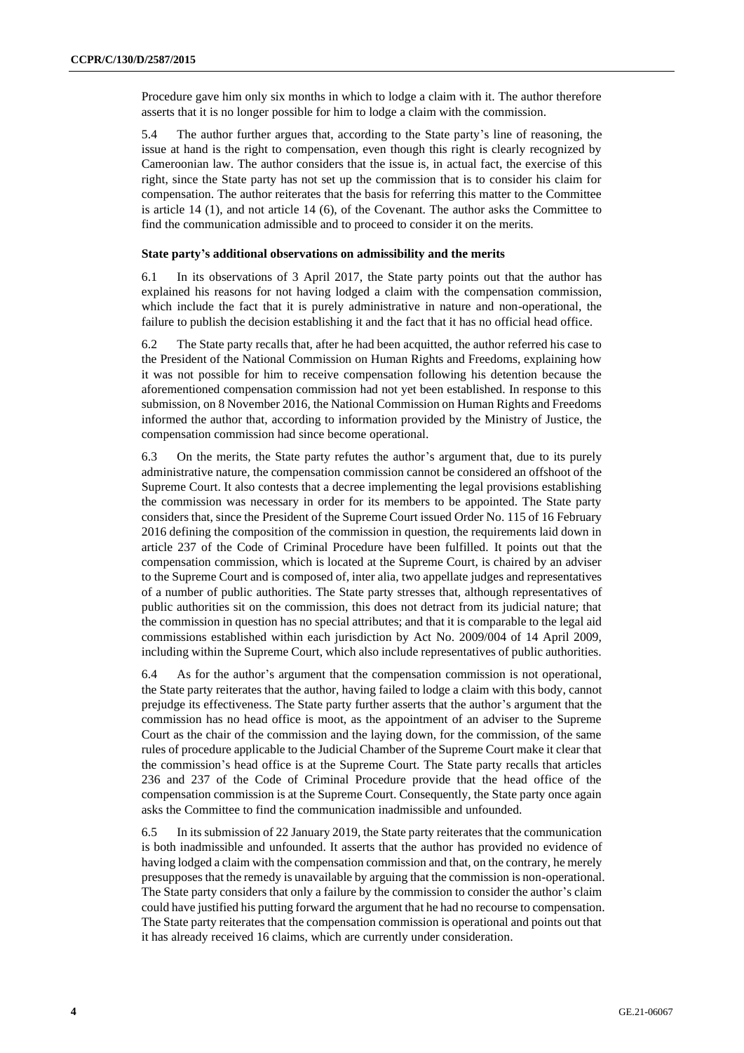Procedure gave him only six months in which to lodge a claim with it. The author therefore asserts that it is no longer possible for him to lodge a claim with the commission.

5.4 The author further argues that, according to the State party's line of reasoning, the issue at hand is the right to compensation, even though this right is clearly recognized by Cameroonian law. The author considers that the issue is, in actual fact, the exercise of this right, since the State party has not set up the commission that is to consider his claim for compensation. The author reiterates that the basis for referring this matter to the Committee is article 14 (1), and not article 14 (6), of the Covenant. The author asks the Committee to find the communication admissible and to proceed to consider it on the merits.

### State party's additional observations on admissibility and the merits

6.1 In its observations of 3 April 2017, the State party points out that the author has explained his reasons for not having lodged a claim with the compensation commission, which include the fact that it is purely administrative in nature and non-operational, the failure to publish the decision establishing it and the fact that it has no official head office.

6.2 The State party recalls that, after he had been acquitted, the author referred his case to the President of the National Commission on Human Rights and Freedoms, explaining how it was not possible for him to receive compensation following his detention because the aforementioned compensation commission had not yet been established. In response to this submission, on 8 November 2016, the National Commission on Human Rights and Freedoms informed the author that, according to information provided by the Ministry of Justice, the compensation commission had since become operational.

6.3 On the merits, the State party refutes the author's argument that, due to its purely administrative nature, the compensation commission cannot be considered an offshoot of the Supreme Court. It also contests that a decree implementing the legal provisions establishing the commission was necessary in order for its members to be appointed. The State party considers that, since the President of the Supreme Court issued Order No. 115 of 16 February 2016 defining the composition of the commission in question, the requirements laid down in article 237 of the Code of Criminal Procedure have been fulfilled. It points out that the compensation commission, which is located at the Supreme Court, is chaired by an adviser to the Supreme Court and is composed of, inter alia, two appellate judges and representatives of a number of public authorities. The State party stresses that, although representatives of public authorities sit on the commission, this does not detract from its judicial nature; that the commission in question has no special attributes; and that it is comparable to the legal aid commissions established within each jurisdiction by Act No. 2009/004 of 14 April 2009, including within the Supreme Court, which also include representatives of public authorities.

6.4 As for the author's argument that the compensation commission is not operational, the State party reiterates that the author, having failed to lodge a claim with this body, cannot prejudge its effectiveness. The State party further asserts that the author's argument that the commission has no head office is moot, as the appointment of an adviser to the Supreme Court as the chair of the commission and the laying down, for the commission, of the same rules of procedure applicable to the Judicial Chamber of the Supreme Court make it clear that the commission's head office is at the Supreme Court. The State party recalls that articles 236 and 237 of the Code of Criminal Procedure provide that the head office of the compensation commission is at the Supreme Court. Consequently, the State party once again asks the Committee to find the communication inadmissible and unfounded.

6.5 In its submission of 22 January 2019, the State party reiterates that the communication is both inadmissible and unfounded. It asserts that the author has provided no evidence of having lodged a claim with the compensation commission and that, on the contrary, he merely presupposes that the remedy is unavailable by arguing that the commission is non-operational. The State party considers that only a failure by the commission to consider the author's claim could have justified his putting forward the argument that he had no recourse to compensation. The State party reiterates that the compensation commission is operational and points out that it has already received 16 claims, which are currently under consideration.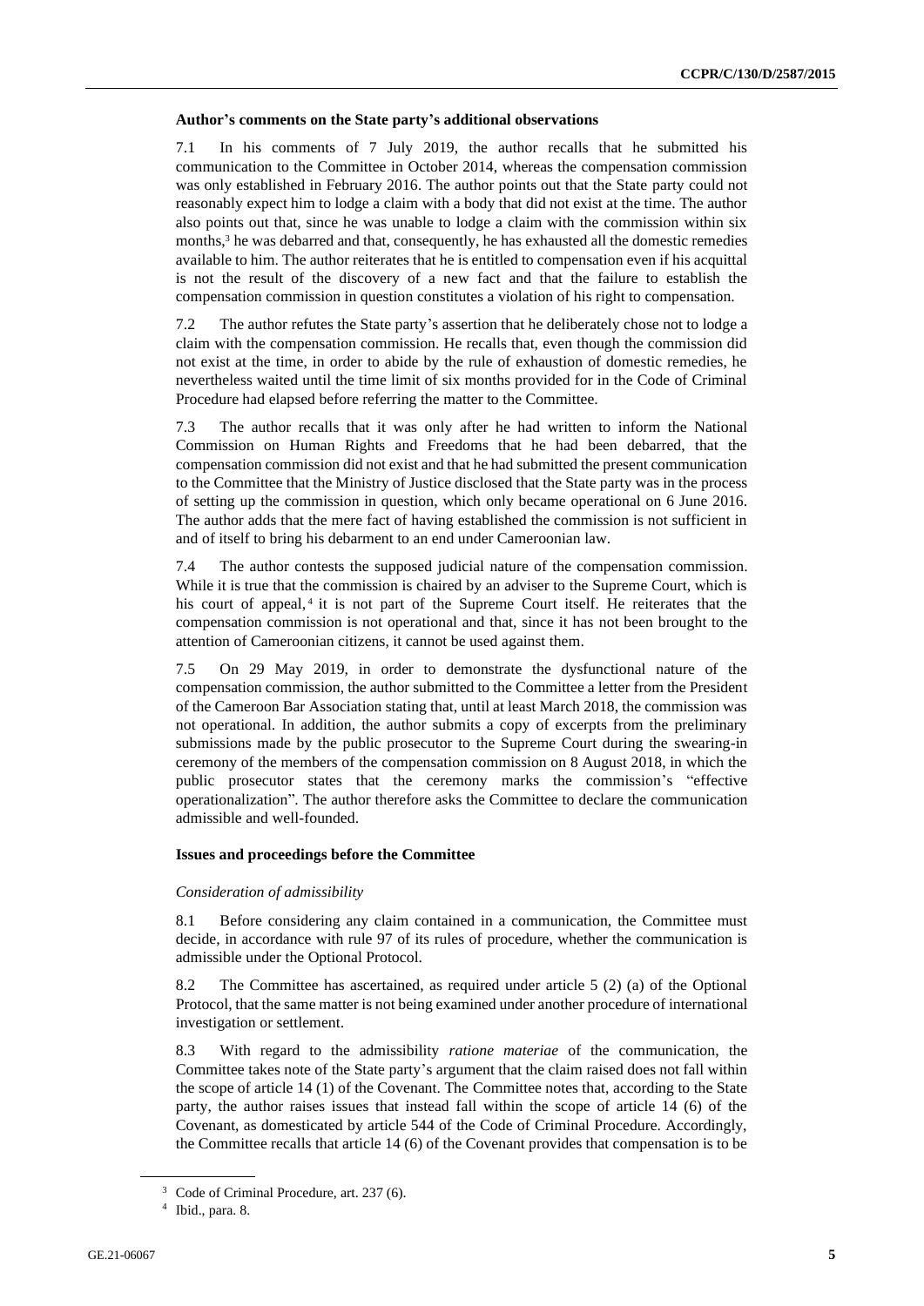**Author's comments on the State party's additional observations**

7.1 In his comments of 7 July 2019, the author recalls that he submitted his communication to the Committee in October 2014, whereas the compensation commission was only established in February 2016. The author points out that the State party could not reasonably expect him to lodge a claim with a body that did not exist at the time. The author also points out that, since he was unable to lodge a claim with the commission within six months,[3] he was debarred and that, consequently, he has exhausted all the domestic remedies available to him. The author reiterates that he is entitled to compensation even if his acquittal is not the result of the discovery of a new fact and that the failure to establish the compensation commission in question constitutes a violation of his right to compensation.

7.2 The author refutes the State party's assertion that he deliberately chose not to lodge a claim with the compensation commission. He recalls that, even though the commission did not exist at the time, in order to abide by the rule of exhaustion of domestic remedies, he nevertheless waited until the time limit of six months provided for in the Code of Criminal Procedure had elapsed before referring the matter to the Committee.

7.3 The author recalls that it was only after he had written to inform the National Commission on Human Rights and Freedoms that he had been debarred, that the compensation commission did not exist and that he had submitted the present communication to the Committee that the Ministry of Justice disclosed that the State party was in the process of setting up the commission in question, which only became operational on 6 June 2016. The author adds that the mere fact of having established the commission is not sufficient in and of itself to bring his debarment to an end under Cameroonian law.

7.4 The author contests the supposed judicial nature of the compensation commission. While it is true that the commission is chaired by an adviser to the Supreme Court, which is his court of appeal,[4] it is not part of the Supreme Court itself. He reiterates that the compensation commission is not operational and that, since it has not been brought to the attention of Cameroonian citizens, it cannot be used against them.

7.5 On 29 May 2019, in order to demonstrate the dysfunctional nature of the compensation commission, the author submitted to the Committee a letter from the President of the Cameroon Bar Association stating that, until at least March 2018, the commission was not operational. In addition, the author submits a copy of excerpts from the preliminary submissions made by the public prosecutor to the Supreme Court during the swearing-in ceremony of the members of the compensation commission on 8 August 2018, in which the public prosecutor states that the ceremony marks the commission's "effective operationalization". The author therefore asks the Committee to declare the communication admissible and well-founded.

**Issues and proceedings before the Committee**

*Consideration of admissibility*

8.1 Before considering any claim contained in a communication, the Committee must decide, in accordance with rule 97 of its rules of procedure, whether the communication is admissible under the Optional Protocol.

8.2 The Committee has ascertained, as required under article 5 (2) (a) of the Optional Protocol, that the same matter is not being examined under another procedure of international investigation or settlement.

8.3 With regard to the admissibility *ratione materiae* of the communication, the Committee takes note of the State party's argument that the claim raised does not fall within the scope of article 14 (1) of the Covenant. The Committee notes that, according to the State party, the author raises issues that instead fall within the scope of article 14 (6) of the Covenant, as domesticated by article 544 of the Code of Criminal Procedure. Accordingly, the Committee recalls that article 14 (6) of the Covenant provides that compensation is to be

[3] Code of Criminal Procedure, art. 237 (6).

[4] Ibid., para. 8.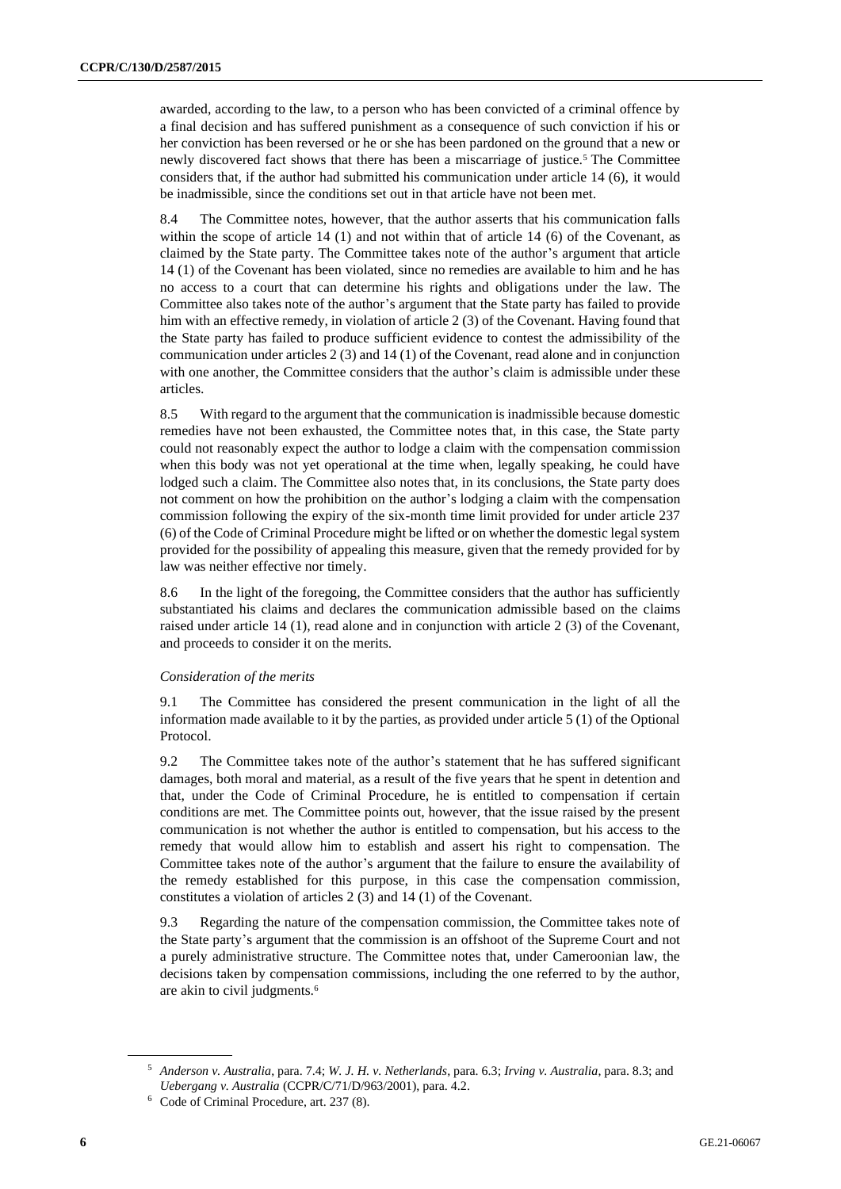awarded, according to the law, to a person who has been convicted of a criminal offence by a final decision and has suffered punishment as a consequence of such conviction if his or her conviction has been reversed or he or she has been pardoned on the ground that a new or newly discovered fact shows that there has been a miscarriage of justice.[5] The Committee considers that, if the author had submitted his communication under article 14 (6), it would be inadmissible, since the conditions set out in that article have not been met.

8.4 The Committee notes, however, that the author asserts that his communication falls within the scope of article 14 (1) and not within that of article 14 (6) of the Covenant, as claimed by the State party. The Committee takes note of the author's argument that article 14 (1) of the Covenant has been violated, since no remedies are available to him and he has no access to a court that can determine his rights and obligations under the law. The Committee also takes note of the author's argument that the State party has failed to provide him with an effective remedy, in violation of article 2 (3) of the Covenant. Having found that the State party has failed to produce sufficient evidence to contest the admissibility of the communication under articles 2 (3) and 14 (1) of the Covenant, read alone and in conjunction with one another, the Committee considers that the author's claim is admissible under these articles.

8.5 With regard to the argument that the communication is inadmissible because domestic remedies have not been exhausted, the Committee notes that, in this case, the State party could not reasonably expect the author to lodge a claim with the compensation commission when this body was not yet operational at the time when, legally speaking, he could have lodged such a claim. The Committee also notes that, in its conclusions, the State party does not comment on how the prohibition on the author's lodging a claim with the compensation commission following the expiry of the six-month time limit provided for under article 237 (6) of the Code of Criminal Procedure might be lifted or on whether the domestic legal system provided for the possibility of appealing this measure, given that the remedy provided for by law was neither effective nor timely.

8.6 In the light of the foregoing, the Committee considers that the author has sufficiently substantiated his claims and declares the communication admissible based on the claims raised under article 14 (1), read alone and in conjunction with article 2 (3) of the Covenant, and proceeds to consider it on the merits.

*Consideration of the merits*

9.1 The Committee has considered the present communication in the light of all the information made available to it by the parties, as provided under article 5 (1) of the Optional Protocol.

9.2 The Committee takes note of the author's statement that he has suffered significant damages, both moral and material, as a result of the five years that he spent in detention and that, under the Code of Criminal Procedure, he is entitled to compensation if certain conditions are met. The Committee points out, however, that the issue raised by the present communication is not whether the author is entitled to compensation, but his access to the remedy that would allow him to establish and assert his right to compensation. The Committee takes note of the author's argument that the failure to ensure the availability of the remedy established for this purpose, in this case the compensation commission, constitutes a violation of articles 2 (3) and 14 (1) of the Covenant.

9.3 Regarding the nature of the compensation commission, the Committee takes note of the State party's argument that the commission is an offshoot of the Supreme Court and not a purely administrative structure. The Committee notes that, under Cameroonian law, the decisions taken by compensation commissions, including the one referred to by the author, are akin to civil judgments.[6]

---

[5] *Anderson v. Australia*, para. 7.4; *W. J. H. v. Netherlands*, para. 6.3; *Irving v. Australia*, para. 8.3; and *Uebergang v. Australia* (CCPR/C/71/D/963/2001), para. 4.2.

[6] Code of Criminal Procedure, art. 237 (8).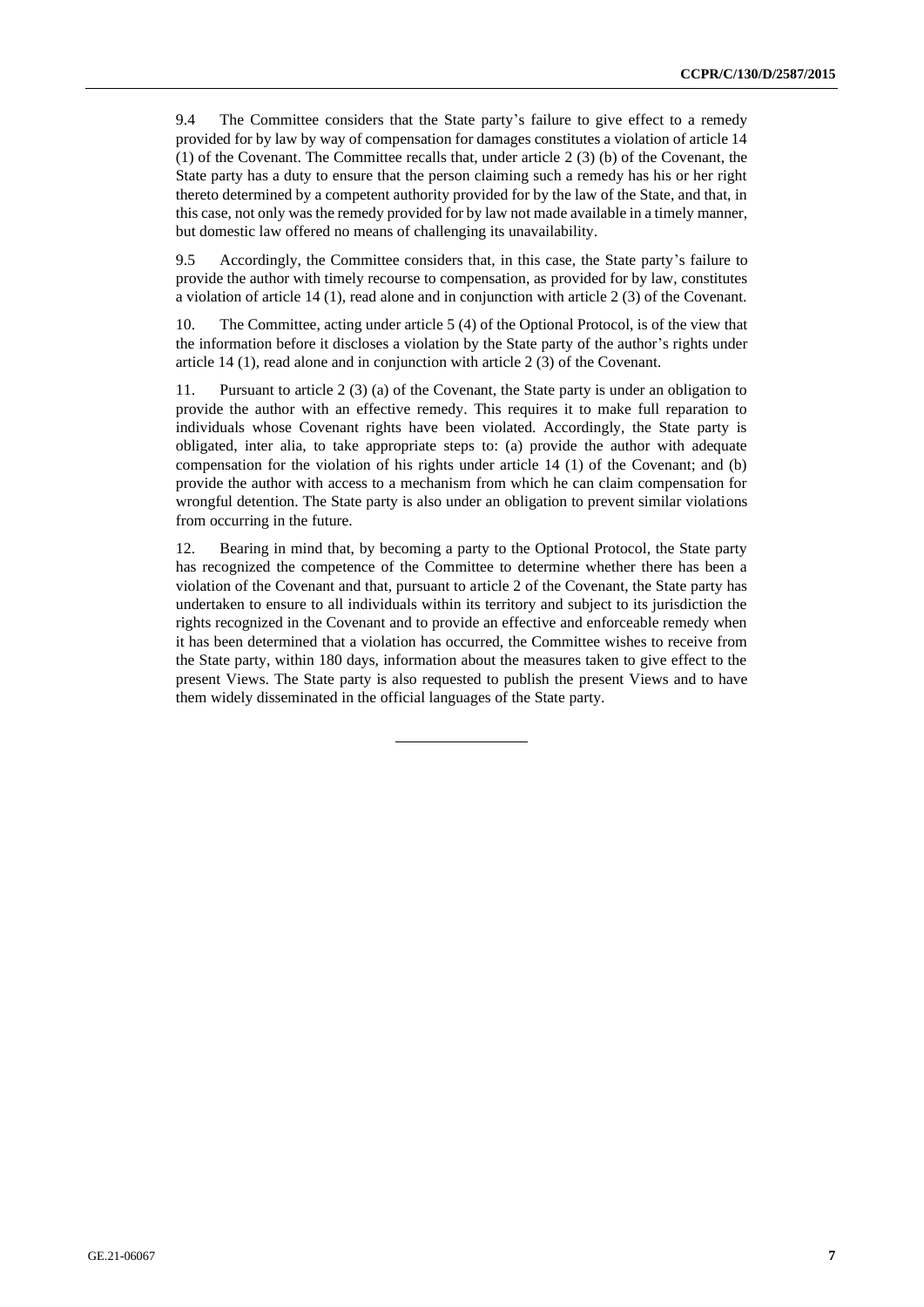9.4 The Committee considers that the State party's failure to give effect to a remedy provided for by law by way of compensation for damages constitutes a violation of article 14 (1) of the Covenant. The Committee recalls that, under article 2 (3) (b) of the Covenant, the State party has a duty to ensure that the person claiming such a remedy has his or her right thereto determined by a competent authority provided for by the law of the State, and that, in this case, not only was the remedy provided for by law not made available in a timely manner, but domestic law offered no means of challenging its unavailability.

9.5 Accordingly, the Committee considers that, in this case, the State party's failure to provide the author with timely recourse to compensation, as provided for by law, constitutes a violation of article 14 (1), read alone and in conjunction with article 2 (3) of the Covenant.

10. The Committee, acting under article 5 (4) of the Optional Protocol, is of the view that the information before it discloses a violation by the State party of the author's rights under article 14 (1), read alone and in conjunction with article 2 (3) of the Covenant.

11. Pursuant to article 2 (3) (a) of the Covenant, the State party is under an obligation to provide the author with an effective remedy. This requires it to make full reparation to individuals whose Covenant rights have been violated. Accordingly, the State party is obligated, inter alia, to take appropriate steps to: (a) provide the author with adequate compensation for the violation of his rights under article 14 (1) of the Covenant; and (b) provide the author with access to a mechanism from which he can claim compensation for wrongful detention. The State party is also under an obligation to prevent similar violations from occurring in the future.

12. Bearing in mind that, by becoming a party to the Optional Protocol, the State party has recognized the competence of the Committee to determine whether there has been a violation of the Covenant and that, pursuant to article 2 of the Covenant, the State party has undertaken to ensure to all individuals within its territory and subject to its jurisdiction the rights recognized in the Covenant and to provide an effective and enforceable remedy when it has been determined that a violation has occurred, the Committee wishes to receive from the State party, within 180 days, information about the measures taken to give effect to the present Views. The State party is also requested to publish the present Views and to have them widely disseminated in the official languages of the State party.